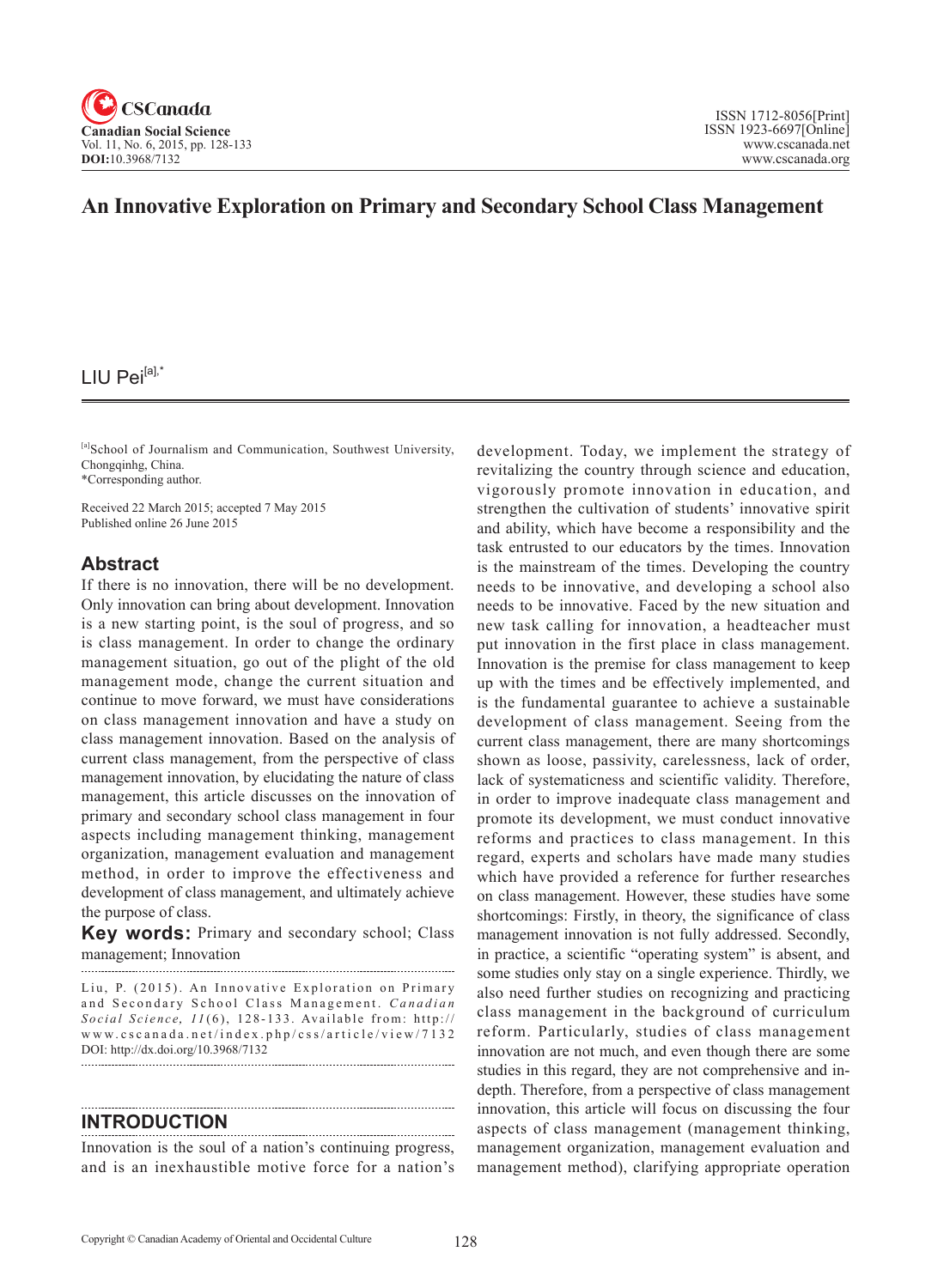# An Innovative Exploration on Primary and Secondary School Class Management

LIU Pei[a],*

[a]School of Journalism and Communication, Southwest University, Chongqinhg, China.
*Corresponding author.

Received 22 March 2015; accepted 7 May 2015
Published online 26 June 2015

## Abstract

If there is no innovation, there will be no development. Only innovation can bring about development. Innovation is a new starting point, is the soul of progress, and so is class management. In order to change the ordinary management situation, go out of the plight of the old management mode, change the current situation and continue to move forward, we must have considerations on class management innovation and have a study on class management innovation. Based on the analysis of current class management, from the perspective of class management innovation, by elucidating the nature of class management, this article discusses on the innovation of primary and secondary school class management in four aspects including management thinking, management organization, management evaluation and management method, in order to improve the effectiveness and development of class management, and ultimately achieve the purpose of class.

**Key words:** Primary and secondary school; Class management; Innovation

Liu, P. (2015). An Innovative Exploration on Primary and Secondary School Class Management. *Canadian Social Science*, *11*(6), 128-133. Available from: http://www.cscanada.net/index.php/css/article/view/7132
DOI: http://dx.doi.org/10.3968/7132

## INTRODUCTION

Innovation is the soul of a nation's continuing progress, and is an inexhaustible motive force for a nation's development. Today, we implement the strategy of revitalizing the country through science and education, vigorously promote innovation in education, and strengthen the cultivation of students' innovative spirit and ability, which have become a responsibility and the task entrusted to our educators by the times. Innovation is the mainstream of the times. Developing the country needs to be innovative, and developing a school also needs to be innovative. Faced by the new situation and new task calling for innovation, a headteacher must put innovation in the first place in class management. Innovation is the premise for class management to keep up with the times and be effectively implemented, and is the fundamental guarantee to achieve a sustainable development of class management. Seeing from the current class management, there are many shortcomings shown as loose, passivity, carelessness, lack of order, lack of systematicness and scientific validity. Therefore, in order to improve inadequate class management and promote its development, we must conduct innovative reforms and practices to class management. In this regard, experts and scholars have made many studies which have provided a reference for further researches on class management. However, these studies have some shortcomings: Firstly, in theory, the significance of class management innovation is not fully addressed. Secondly, in practice, a scientific "operating system" is absent, and some studies only stay on a single experience. Thirdly, we also need further studies on recognizing and practicing class management in the background of curriculum reform. Particularly, studies of class management innovation are not much, and even though there are some studies in this regard, they are not comprehensive and in-depth. Therefore, from a perspective of class management innovation, this article will focus on discussing the four aspects of class management (management thinking, management organization, management evaluation and management method), clarifying appropriate operation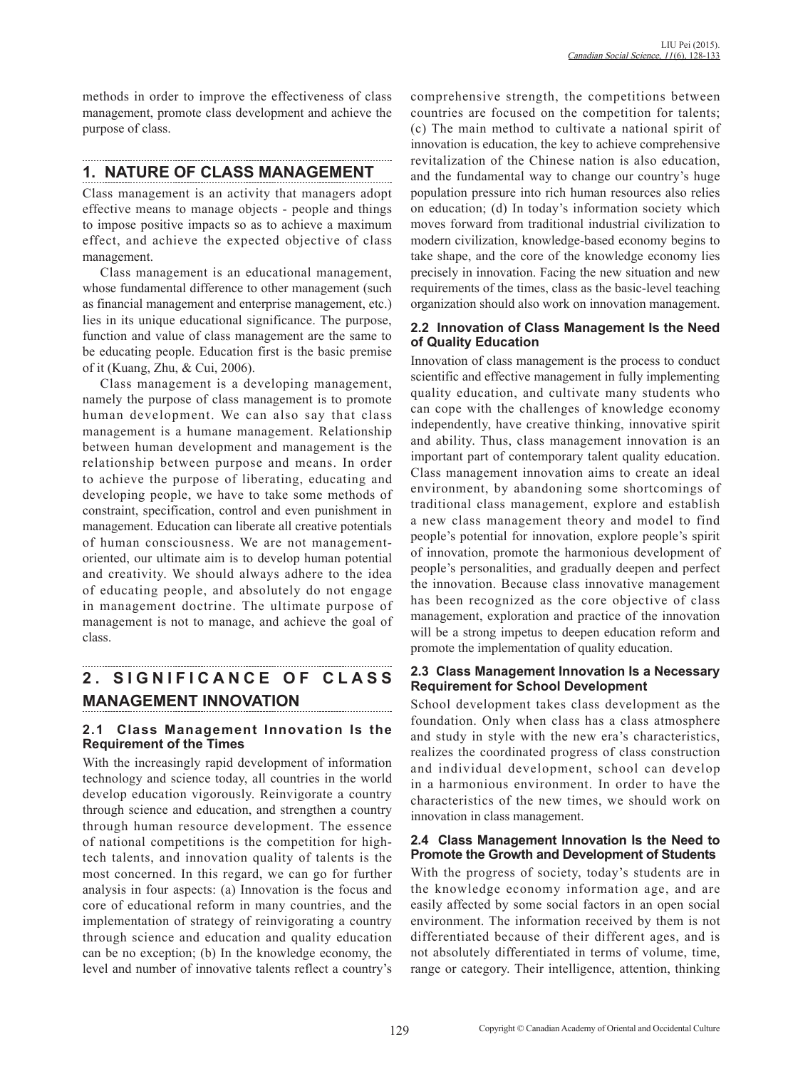methods in order to improve the effectiveness of class management, promote class development and achieve the purpose of class.

## 1. NATURE OF CLASS MANAGEMENT

Class management is an activity that managers adopt effective means to manage objects - people and things to impose positive impacts so as to achieve a maximum effect, and achieve the expected objective of class management.

Class management is an educational management, whose fundamental difference to other management (such as financial management and enterprise management, etc.) lies in its unique educational significance. The purpose, function and value of class management are the same to be educating people. Education first is the basic premise of it (Kuang, Zhu, & Cui, 2006).

Class management is a developing management, namely the purpose of class management is to promote human development. We can also say that class management is a humane management. Relationship between human development and management is the relationship between purpose and means. In order to achieve the purpose of liberating, educating and developing people, we have to take some methods of constraint, specification, control and even punishment in management. Education can liberate all creative potentials of human consciousness. We are not management-oriented, our ultimate aim is to develop human potential and creativity. We should always adhere to the idea of educating people, and absolutely do not engage in management doctrine. The ultimate purpose of management is not to manage, and achieve the goal of class.

## 2. SIGNIFICANCE OF CLASS MANAGEMENT INNOVATION

### 2.1 Class Management Innovation Is the Requirement of the Times

With the increasingly rapid development of information technology and science today, all countries in the world develop education vigorously. Reinvigorate a country through science and education, and strengthen a country through human resource development. The essence of national competitions is the competition for high-tech talents, and innovation quality of talents is the most concerned. In this regard, we can go for further analysis in four aspects: (a) Innovation is the focus and core of educational reform in many countries, and the implementation of strategy of reinvigorating a country through science and education and quality education can be no exception; (b) In the knowledge economy, the level and number of innovative talents reflect a country's comprehensive strength, the competitions between countries are focused on the competition for talents; (c) The main method to cultivate a national spirit of innovation is education, the key to achieve comprehensive revitalization of the Chinese nation is also education, and the fundamental way to change our country's huge population pressure into rich human resources also relies on education; (d) In today's information society which moves forward from traditional industrial civilization to modern civilization, knowledge-based economy begins to take shape, and the core of the knowledge economy lies precisely in innovation. Facing the new situation and new requirements of the times, class as the basic-level teaching organization should also work on innovation management.

### 2.2 Innovation of Class Management Is the Need of Quality Education

Innovation of class management is the process to conduct scientific and effective management in fully implementing quality education, and cultivate many students who can cope with the challenges of knowledge economy independently, have creative thinking, innovative spirit and ability. Thus, class management innovation is an important part of contemporary talent quality education. Class management innovation aims to create an ideal environment, by abandoning some shortcomings of traditional class management, explore and establish a new class management theory and model to find people's potential for innovation, explore people's spirit of innovation, promote the harmonious development of people's personalities, and gradually deepen and perfect the innovation. Because class innovative management has been recognized as the core objective of class management, exploration and practice of the innovation will be a strong impetus to deepen education reform and promote the implementation of quality education.

### 2.3 Class Management Innovation Is a Necessary Requirement for School Development

School development takes class development as the foundation. Only when class has a class atmosphere and study in style with the new era's characteristics, realizes the coordinated progress of class construction and individual development, school can develop in a harmonious environment. In order to have the characteristics of the new times, we should work on innovation in class management.

### 2.4 Class Management Innovation Is the Need to Promote the Growth and Development of Students

With the progress of society, today's students are in the knowledge economy information age, and are easily affected by some social factors in an open social environment. The information received by them is not differentiated because of their different ages, and is not absolutely differentiated in terms of volume, time, range or category. Their intelligence, attention, thinking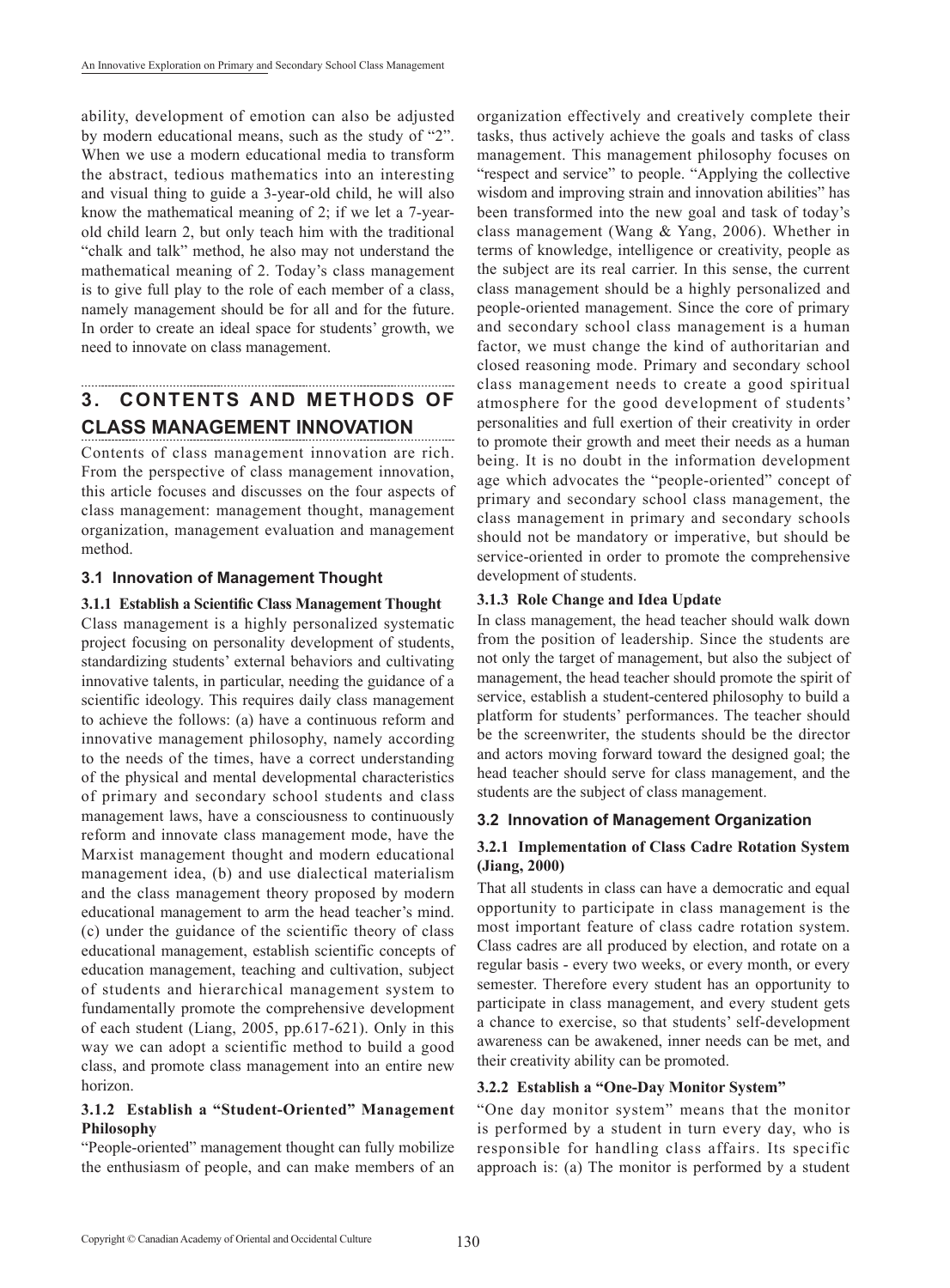ability, development of emotion can also be adjusted by modern educational means, such as the study of "2". When we use a modern educational media to transform the abstract, tedious mathematics into an interesting and visual thing to guide a 3-year-old child, he will also know the mathematical meaning of 2; if we let a 7-year-old child learn 2, but only teach him with the traditional "chalk and talk" method, he also may not understand the mathematical meaning of 2. Today's class management is to give full play to the role of each member of a class, namely management should be for all and for the future. In order to create an ideal space for students' growth, we need to innovate on class management.

## 3. CONTENTS AND METHODS OF CLASS MANAGEMENT INNOVATION

Contents of class management innovation are rich. From the perspective of class management innovation, this article focuses and discusses on the four aspects of class management: management thought, management organization, management evaluation and management method.

### 3.1 Innovation of Management Thought

#### 3.1.1 Establish a Scientific Class Management Thought

Class management is a highly personalized systematic project focusing on personality development of students, standardizing students' external behaviors and cultivating innovative talents, in particular, needing the guidance of a scientific ideology. This requires daily class management to achieve the follows: (a) have a continuous reform and innovative management philosophy, namely according to the needs of the times, have a correct understanding of the physical and mental developmental characteristics of primary and secondary school students and class management laws, have a consciousness to continuously reform and innovate class management mode, have the Marxist management thought and modern educational management idea, (b) and use dialectical materialism and the class management theory proposed by modern educational management to arm the head teacher's mind. (c) under the guidance of the scientific theory of class educational management, establish scientific concepts of education management, teaching and cultivation, subject of students and hierarchical management system to fundamentally promote the comprehensive development of each student (Liang, 2005, pp.617-621). Only in this way we can adopt a scientific method to build a good class, and promote class management into an entire new horizon.

#### 3.1.2 Establish a "Student-Oriented" Management Philosophy

"People-oriented" management thought can fully mobilize the enthusiasm of people, and can make members of an organization effectively and creatively complete their tasks, thus actively achieve the goals and tasks of class management. This management philosophy focuses on "respect and service" to people. "Applying the collective wisdom and improving strain and innovation abilities" has been transformed into the new goal and task of today's class management (Wang & Yang, 2006). Whether in terms of knowledge, intelligence or creativity, people as the subject are its real carrier. In this sense, the current class management should be a highly personalized and people-oriented management. Since the core of primary and secondary school class management is a human factor, we must change the kind of authoritarian and closed reasoning mode. Primary and secondary school class management needs to create a good spiritual atmosphere for the good development of students' personalities and full exertion of their creativity in order to promote their growth and meet their needs as a human being. It is no doubt in the information development age which advocates the "people-oriented" concept of primary and secondary school class management, the class management in primary and secondary schools should not be mandatory or imperative, but should be service-oriented in order to promote the comprehensive development of students.

#### 3.1.3 Role Change and Idea Update

In class management, the head teacher should walk down from the position of leadership. Since the students are not only the target of management, but also the subject of management, the head teacher should promote the spirit of service, establish a student-centered philosophy to build a platform for students' performances. The teacher should be the screenwriter, the students should be the director and actors moving forward toward the designed goal; the head teacher should serve for class management, and the students are the subject of class management.

### 3.2 Innovation of Management Organization

#### 3.2.1 Implementation of Class Cadre Rotation System (Jiang, 2000)

That all students in class can have a democratic and equal opportunity to participate in class management is the most important feature of class cadre rotation system. Class cadres are all produced by election, and rotate on a regular basis - every two weeks, or every month, or every semester. Therefore every student has an opportunity to participate in class management, and every student gets a chance to exercise, so that students' self-development awareness can be awakened, inner needs can be met, and their creativity ability can be promoted.

#### 3.2.2 Establish a "One-Day Monitor System"

"One day monitor system" means that the monitor is performed by a student in turn every day, who is responsible for handling class affairs. Its specific approach is: (a) The monitor is performed by a student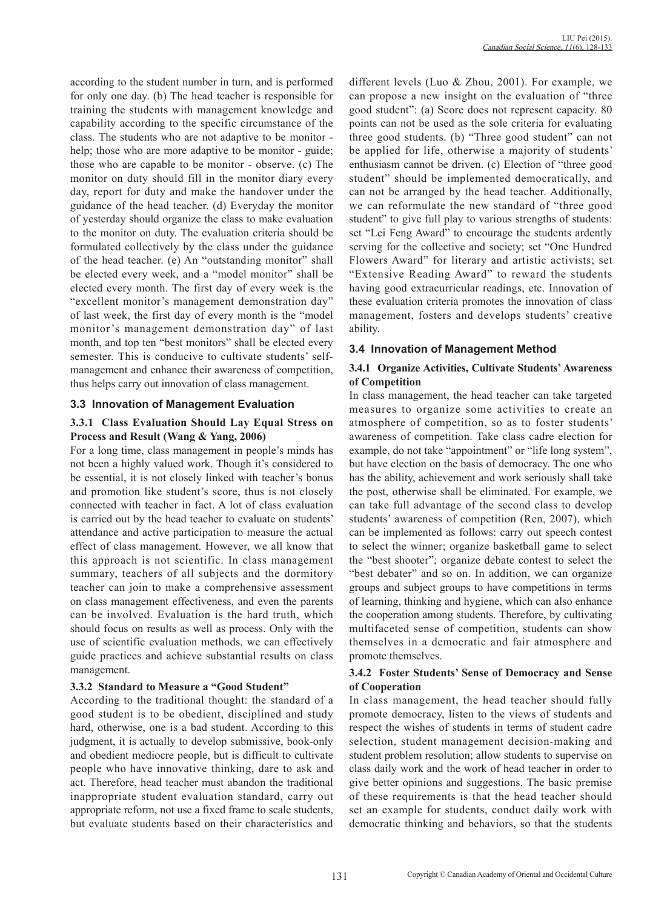according to the student number in turn, and is performed for only one day. (b) The head teacher is responsible for training the students with management knowledge and capability according to the specific circumstance of the class. The students who are not adaptive to be monitor - help; those who are more adaptive to be monitor - guide; those who are capable to be monitor - observe. (c) The monitor on duty should fill in the monitor diary every day, report for duty and make the handover under the guidance of the head teacher. (d) Everyday the monitor of yesterday should organize the class to make evaluation to the monitor on duty. The evaluation criteria should be formulated collectively by the class under the guidance of the head teacher. (e) An "outstanding monitor" shall be elected every week, and a "model monitor" shall be elected every month. The first day of every week is the "excellent monitor's management demonstration day" of last week, the first day of every month is the "model monitor's management demonstration day" of last month, and top ten "best monitors" shall be elected every semester. This is conducive to cultivate students' self-management and enhance their awareness of competition, thus helps carry out innovation of class management.

### 3.3 Innovation of Management Evaluation

#### 3.3.1 Class Evaluation Should Lay Equal Stress on Process and Result (Wang & Yang, 2006)

For a long time, class management in people's minds has not been a highly valued work. Though it's considered to be essential, it is not closely linked with teacher's bonus and promotion like student's score, thus is not closely connected with teacher in fact. A lot of class evaluation is carried out by the head teacher to evaluate on students' attendance and active participation to measure the actual effect of class management. However, we all know that this approach is not scientific. In class management summary, teachers of all subjects and the dormitory teacher can join to make a comprehensive assessment on class management effectiveness, and even the parents can be involved. Evaluation is the hard truth, which should focus on results as well as process. Only with the use of scientific evaluation methods, we can effectively guide practices and achieve substantial results on class management.

#### 3.3.2 Standard to Measure a "Good Student"

According to the traditional thought: the standard of a good student is to be obedient, disciplined and study hard, otherwise, one is a bad student. According to this judgment, it is actually to develop submissive, book-only and obedient mediocre people, but is difficult to cultivate people who have innovative thinking, dare to ask and act. Therefore, head teacher must abandon the traditional inappropriate student evaluation standard, carry out appropriate reform, not use a fixed frame to scale students, but evaluate students based on their characteristics and different levels (Luo & Zhou, 2001). For example, we can propose a new insight on the evaluation of "three good student": (a) Score does not represent capacity. 80 points can not be used as the sole criteria for evaluating three good students. (b) "Three good student" can not be applied for life, otherwise a majority of students' enthusiasm cannot be driven. (c) Election of "three good student" should be implemented democratically, and can not be arranged by the head teacher. Additionally, we can reformulate the new standard of "three good student" to give full play to various strengths of students: set "Lei Feng Award" to encourage the students ardently serving for the collective and society; set "One Hundred Flowers Award" for literary and artistic activists; set "Extensive Reading Award" to reward the students having good extracurricular readings, etc. Innovation of these evaluation criteria promotes the innovation of class management, fosters and develops students' creative ability.

### 3.4 Innovation of Management Method

#### 3.4.1 Organize Activities, Cultivate Students' Awareness of Competition

In class management, the head teacher can take targeted measures to organize some activities to create an atmosphere of competition, so as to foster students' awareness of competition. Take class cadre election for example, do not take "appointment" or "life long system", but have election on the basis of democracy. The one who has the ability, achievement and work seriously shall take the post, otherwise shall be eliminated. For example, we can take full advantage of the second class to develop students' awareness of competition (Ren, 2007), which can be implemented as follows: carry out speech contest to select the winner; organize basketball game to select the "best shooter"; organize debate contest to select the "best debater" and so on. In addition, we can organize groups and subject groups to have competitions in terms of learning, thinking and hygiene, which can also enhance the cooperation among students. Therefore, by cultivating multifaceted sense of competition, students can show themselves in a democratic and fair atmosphere and promote themselves.

#### 3.4.2 Foster Students' Sense of Democracy and Sense of Cooperation

In class management, the head teacher should fully promote democracy, listen to the views of students and respect the wishes of students in terms of student cadre selection, student management decision-making and student problem resolution; allow students to supervise on class daily work and the work of head teacher in order to give better opinions and suggestions. The basic premise of these requirements is that the head teacher should set an example for students, conduct daily work with democratic thinking and behaviors, so that the students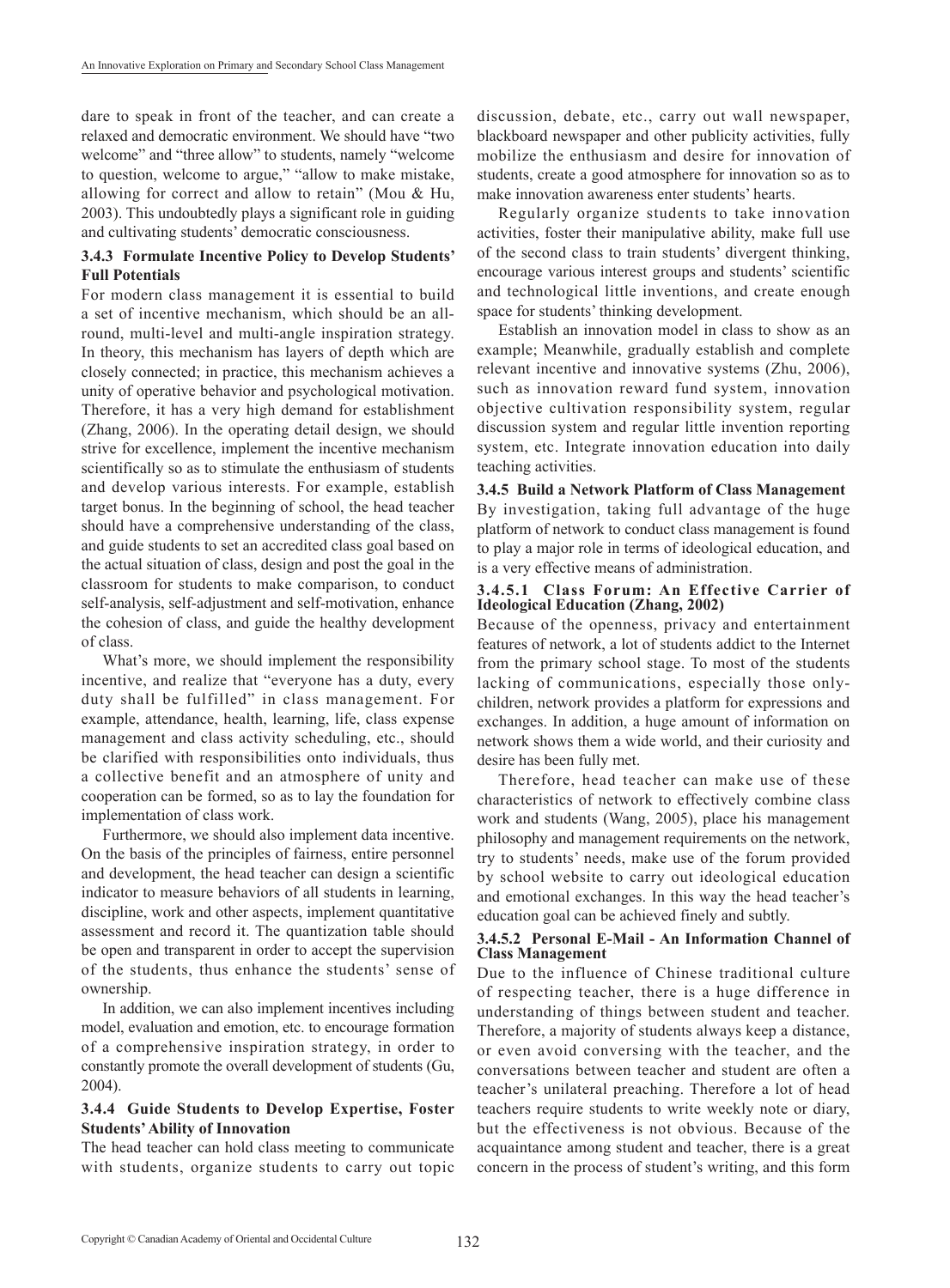dare to speak in front of the teacher, and can create a relaxed and democratic environment. We should have "two welcome" and "three allow" to students, namely "welcome to question, welcome to argue," "allow to make mistake, allowing for correct and allow to retain" (Mou & Hu, 2003). This undoubtedly plays a significant role in guiding and cultivating students' democratic consciousness.

#### 3.4.3 Formulate Incentive Policy to Develop Students' Full Potentials

For modern class management it is essential to build a set of incentive mechanism, which should be an all-round, multi-level and multi-angle inspiration strategy. In theory, this mechanism has layers of depth which are closely connected; in practice, this mechanism achieves a unity of operative behavior and psychological motivation. Therefore, it has a very high demand for establishment (Zhang, 2006). In the operating detail design, we should strive for excellence, implement the incentive mechanism scientifically so as to stimulate the enthusiasm of students and develop various interests. For example, establish target bonus. In the beginning of school, the head teacher should have a comprehensive understanding of the class, and guide students to set an accredited class goal based on the actual situation of class, design and post the goal in the classroom for students to make comparison, to conduct self-analysis, self-adjustment and self-motivation, enhance the cohesion of class, and guide the healthy development of class.

What's more, we should implement the responsibility incentive, and realize that "everyone has a duty, every duty shall be fulfilled" in class management. For example, attendance, health, learning, life, class expense management and class activity scheduling, etc., should be clarified with responsibilities onto individuals, thus a collective benefit and an atmosphere of unity and cooperation can be formed, so as to lay the foundation for implementation of class work.

Furthermore, we should also implement data incentive. On the basis of the principles of fairness, entire personnel and development, the head teacher can design a scientific indicator to measure behaviors of all students in learning, discipline, work and other aspects, implement quantitative assessment and record it. The quantization table should be open and transparent in order to accept the supervision of the students, thus enhance the students' sense of ownership.

In addition, we can also implement incentives including model, evaluation and emotion, etc. to encourage formation of a comprehensive inspiration strategy, in order to constantly promote the overall development of students (Gu, 2004).

#### 3.4.4 Guide Students to Develop Expertise, Foster Students' Ability of Innovation

The head teacher can hold class meeting to communicate with students, organize students to carry out topic discussion, debate, etc., carry out wall newspaper, blackboard newspaper and other publicity activities, fully mobilize the enthusiasm and desire for innovation of students, create a good atmosphere for innovation so as to make innovation awareness enter students' hearts.

Regularly organize students to take innovation activities, foster their manipulative ability, make full use of the second class to train students' divergent thinking, encourage various interest groups and students' scientific and technological little inventions, and create enough space for students' thinking development.

Establish an innovation model in class to show as an example; Meanwhile, gradually establish and complete relevant incentive and innovative systems (Zhu, 2006), such as innovation reward fund system, innovation objective cultivation responsibility system, regular discussion system and regular little invention reporting system, etc. Integrate innovation education into daily teaching activities.

#### 3.4.5 Build a Network Platform of Class Management

By investigation, taking full advantage of the huge platform of network to conduct class management is found to play a major role in terms of ideological education, and is a very effective means of administration.

##### 3.4.5.1 Class Forum: An Effective Carrier of Ideological Education (Zhang, 2002)

Because of the openness, privacy and entertainment features of network, a lot of students addict to the Internet from the primary school stage. To most of the students lacking of communications, especially those only-children, network provides a platform for expressions and exchanges. In addition, a huge amount of information on network shows them a wide world, and their curiosity and desire has been fully met.

Therefore, head teacher can make use of these characteristics of network to effectively combine class work and students (Wang, 2005), place his management philosophy and management requirements on the network, try to students' needs, make use of the forum provided by school website to carry out ideological education and emotional exchanges. In this way the head teacher's education goal can be achieved finely and subtly.

##### 3.4.5.2 Personal E-Mail - An Information Channel of Class Management

Due to the influence of Chinese traditional culture of respecting teacher, there is a huge difference in understanding of things between student and teacher. Therefore, a majority of students always keep a distance, or even avoid conversing with the teacher, and the conversations between teacher and student are often a teacher's unilateral preaching. Therefore a lot of head teachers require students to write weekly note or diary, but the effectiveness is not obvious. Because of the acquaintance among student and teacher, there is a great concern in the process of student's writing, and this form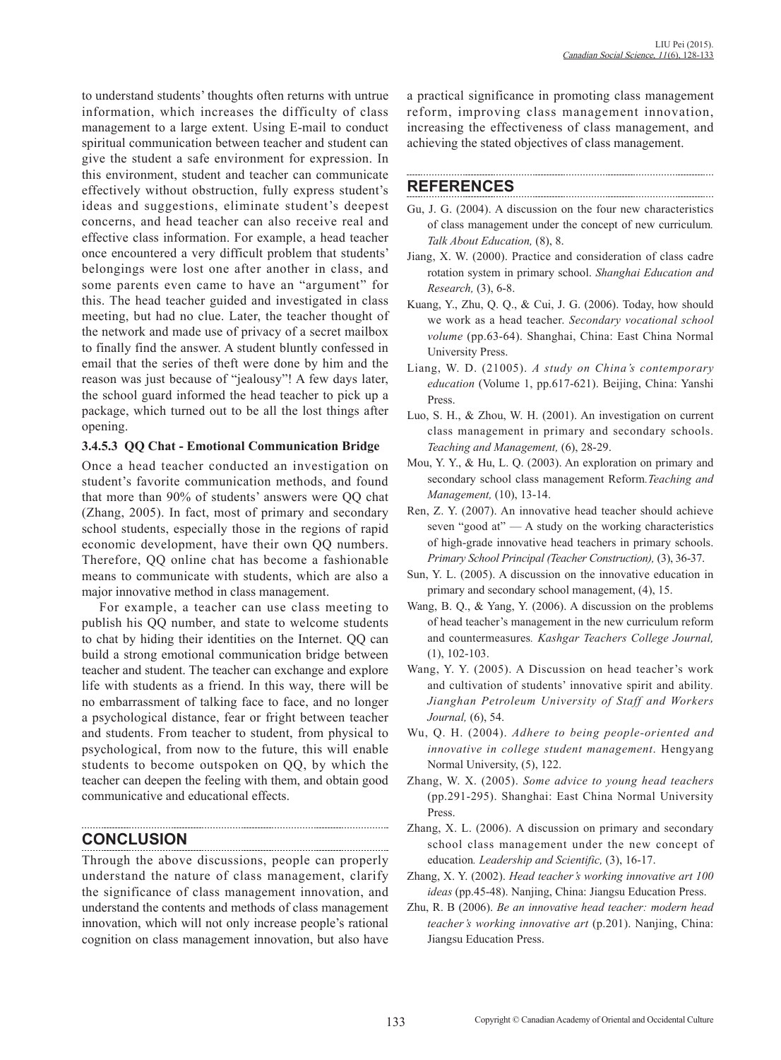to understand students' thoughts often returns with untrue information, which increases the difficulty of class management to a large extent. Using E-mail to conduct spiritual communication between teacher and student can give the student a safe environment for expression. In this environment, student and teacher can communicate effectively without obstruction, fully express student's ideas and suggestions, eliminate student's deepest concerns, and head teacher can also receive real and effective class information. For example, a head teacher once encountered a very difficult problem that students' belongings were lost one after another in class, and some parents even came to have an "argument" for this. The head teacher guided and investigated in class meeting, but had no clue. Later, the teacher thought of the network and made use of privacy of a secret mailbox to finally find the answer. A student bluntly confessed in email that the series of theft were done by him and the reason was just because of "jealousy"! A few days later, the school guard informed the head teacher to pick up a package, which turned out to be all the lost things after opening.

#### 3.4.5.3 QQ Chat - Emotional Communication Bridge

Once a head teacher conducted an investigation on student's favorite communication methods, and found that more than 90% of students' answers were QQ chat (Zhang, 2005). In fact, most of primary and secondary school students, especially those in the regions of rapid economic development, have their own QQ numbers. Therefore, QQ online chat has become a fashionable means to communicate with students, which are also a major innovative method in class management.

For example, a teacher can use class meeting to publish his QQ number, and state to welcome students to chat by hiding their identities on the Internet. QQ can build a strong emotional communication bridge between teacher and student. The teacher can exchange and explore life with students as a friend. In this way, there will be no embarrassment of talking face to face, and no longer a psychological distance, fear or fright between teacher and students. From teacher to student, from physical to psychological, from now to the future, this will enable students to become outspoken on QQ, by which the teacher can deepen the feeling with them, and obtain good communicative and educational effects.

## CONCLUSION

Through the above discussions, people can properly understand the nature of class management, clarify the significance of class management innovation, and understand the contents and methods of class management innovation, which will not only increase people's rational cognition on class management innovation, but also have a practical significance in promoting class management reform, improving class management innovation, increasing the effectiveness of class management, and achieving the stated objectives of class management.

## REFERENCES

Gu, J. G. (2004). A discussion on the four new characteristics of class management under the concept of new curriculum. *Talk About Education,* (8), 8.

Jiang, X. W. (2000). Practice and consideration of class cadre rotation system in primary school. *Shanghai Education and Research,* (3), 6-8.

Kuang, Y., Zhu, Q. Q., & Cui, J. G. (2006). Today, how should we work as a head teacher. *Secondary vocational school volume* (pp.63-64). Shanghai, China: East China Normal University Press.

Liang, W. D. (21005). *A study on China's contemporary education* (Volume 1, pp.617-621). Beijing, China: Yanshi Press.

Luo, S. H., & Zhou, W. H. (2001). An investigation on current class management in primary and secondary schools. *Teaching and Management,* (6), 28-29.

Mou, Y. Y., & Hu, L. Q. (2003). An exploration on primary and secondary school class management Reform.*Teaching and Management,* (10), 13-14.

Ren, Z. Y. (2007). An innovative head teacher should achieve seven "good at" — A study on the working characteristics of high-grade innovative head teachers in primary schools. *Primary School Principal (Teacher Construction),* (3), 36-37.

Sun, Y. L. (2005). A discussion on the innovative education in primary and secondary school management, (4), 15.

Wang, B. Q., & Yang, Y. (2006). A discussion on the problems of head teacher's management in the new curriculum reform and countermeasures. *Kashgar Teachers College Journal,* (1), 102-103.

Wang, Y. Y. (2005). A Discussion on head teacher's work and cultivation of students' innovative spirit and ability. *Jianghan Petroleum University of Staff and Workers Journal,* (6), 54.

Wu, Q. H. (2004). *Adhere to being people-oriented and innovative in college student management*. Hengyang Normal University, (5), 122.

Zhang, W. X. (2005). *Some advice to young head teachers* (pp.291-295). Shanghai: East China Normal University Press.

Zhang, X. L. (2006). A discussion on primary and secondary school class management under the new concept of education. *Leadership and Scientific,* (3), 16-17.

Zhang, X. Y. (2002). *Head teacher's working innovative art 100 ideas* (pp.45-48). Nanjing, China: Jiangsu Education Press.

Zhu, R. B (2006). *Be an innovative head teacher: modern head teacher's working innovative art* (p.201). Nanjing, China: Jiangsu Education Press.